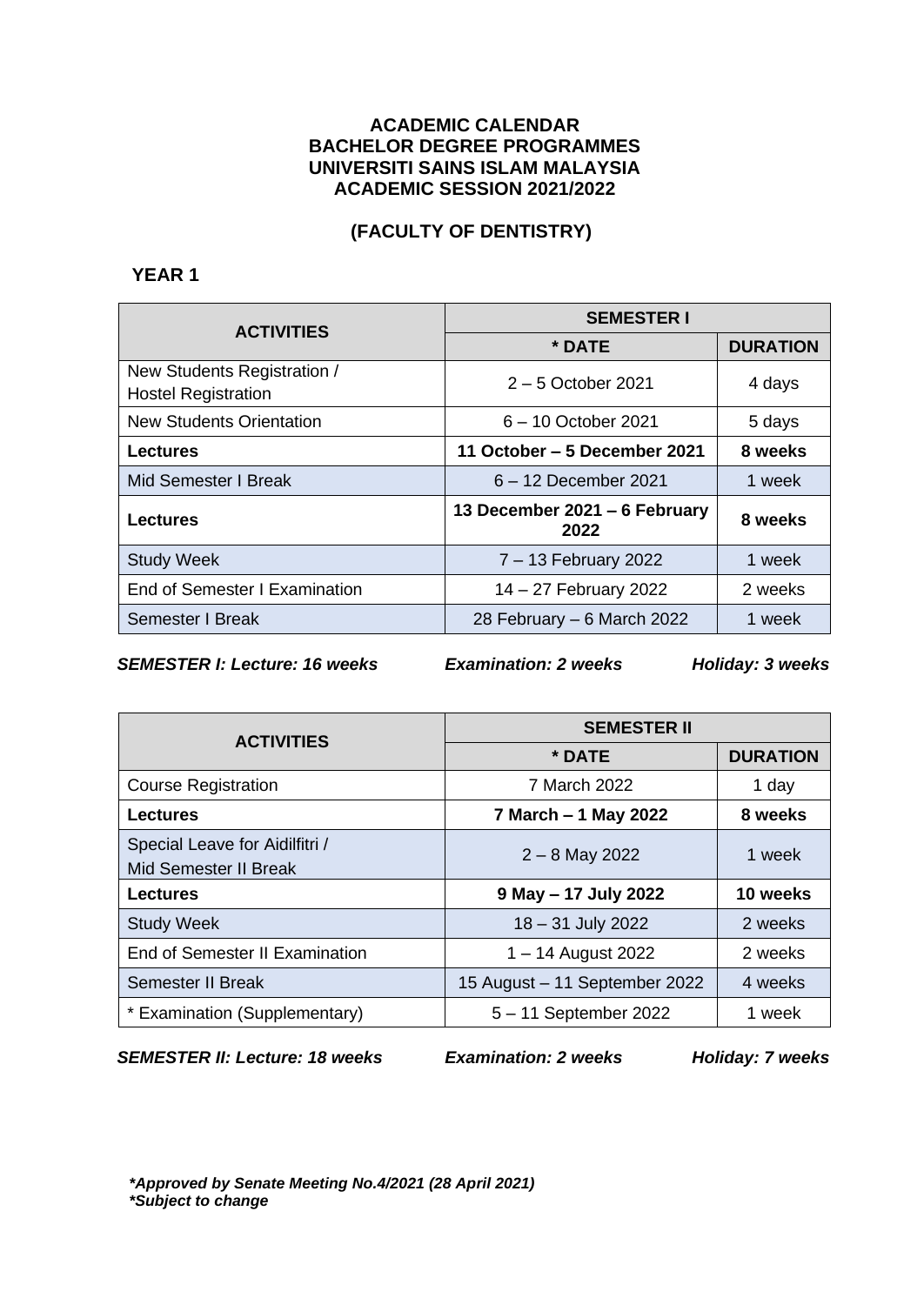# ACADEMIC CALENDAR
# BACHELOR DEGREE PROGRAMMES
# UNIVERSITI SAINS ISLAM MALAYSIA
# ACADEMIC SESSION 2021/2022

## (FACULTY OF DENTISTRY)

### YEAR 1

| ACTIVITIES | SEMESTER I | |
|---|---|---|
| | * DATE | DURATION |
| New Students Registration / Hostel Registration | 2 – 5 October 2021 | 4 days |
| New Students Orientation | 6 – 10 October 2021 | 5 days |
| **Lectures** | **11 October – 5 December 2021** | **8 weeks** |
| Mid Semester I Break | 6 – 12 December 2021 | 1 week |
| **Lectures** | **13 December 2021 – 6 February 2022** | **8 weeks** |
| Study Week | 7 – 13 February 2022 | 1 week |
| End of Semester I Examination | 14 – 27 February 2022 | 2 weeks |
| Semester I Break | 28 February – 6 March 2022 | 1 week |

***SEMESTER I: Lecture: 16 weeks*** ***Examination: 2 weeks*** ***Holiday: 3 weeks***

| ACTIVITIES | SEMESTER II | |
|---|---|---|
| | * DATE | DURATION |
| Course Registration | 7 March 2022 | 1 day |
| **Lectures** | **7 March – 1 May 2022** | **8 weeks** |
| Special Leave for Aidilfitri / Mid Semester II Break | 2 – 8 May 2022 | 1 week |
| **Lectures** | **9 May – 17 July 2022** | **10 weeks** |
| Study Week | 18 – 31 July 2022 | 2 weeks |
| End of Semester II Examination | 1 – 14 August 2022 | 2 weeks |
| Semester II Break | 15 August – 11 September 2022 | 4 weeks |
| * Examination (Supplementary) | 5 – 11 September 2022 | 1 week |

***SEMESTER II: Lecture: 18 weeks*** ***Examination: 2 weeks*** ***Holiday: 7 weeks***

***\*Approved by Senate Meeting No.4/2021 (28 April 2021)***
***\*Subject to change***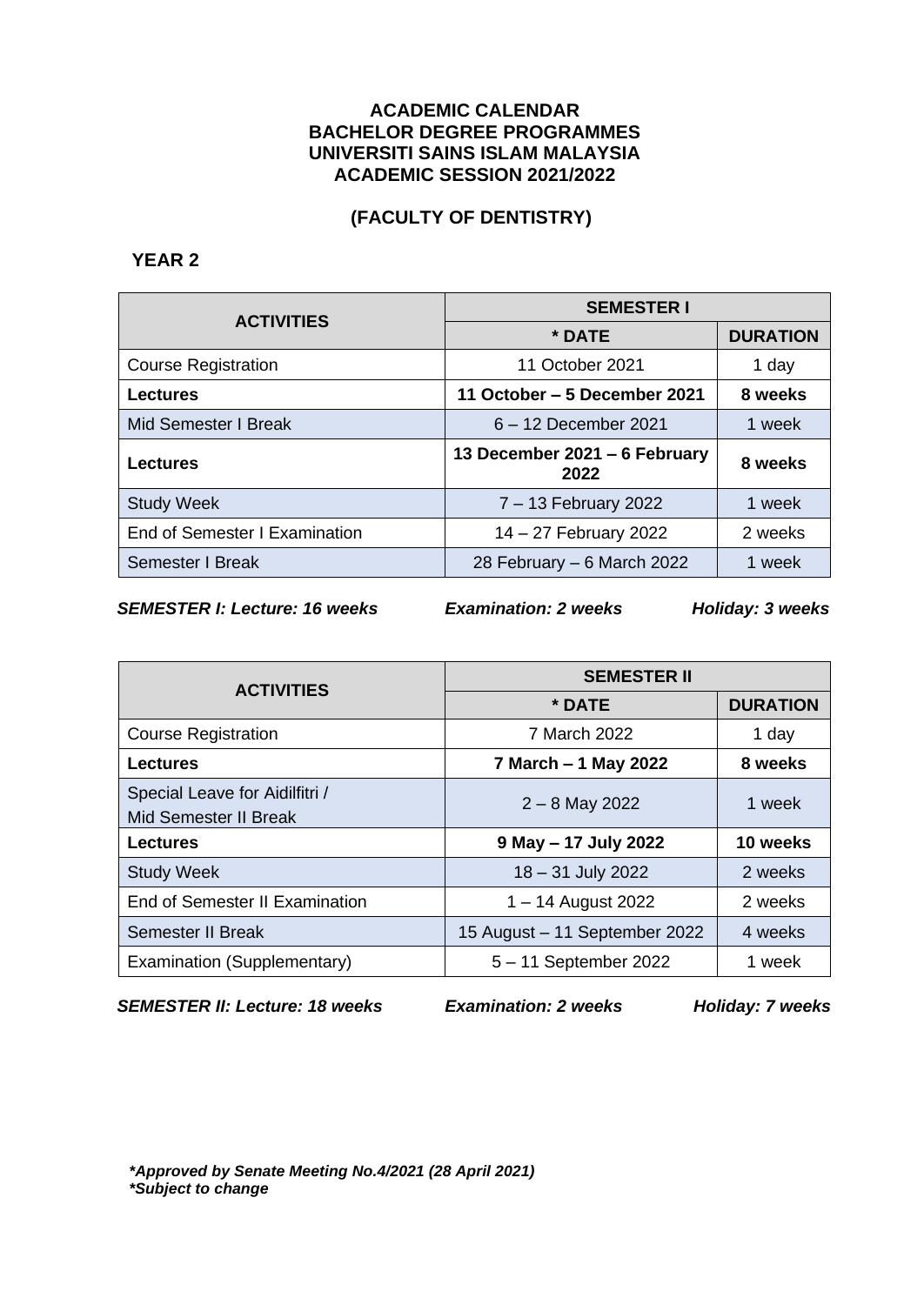**ACADEMIC CALENDAR**
**BACHELOR DEGREE PROGRAMMES**
**UNIVERSITI SAINS ISLAM MALAYSIA**
**ACADEMIC SESSION 2021/2022**

**(FACULTY OF DENTISTRY)**

**YEAR 2**

| ACTIVITIES | SEMESTER I | |
|---|---|---|
| | * DATE | DURATION |
| Course Registration | 11 October 2021 | 1 day |
| **Lectures** | **11 October – 5 December 2021** | **8 weeks** |
| Mid Semester I Break | 6 – 12 December 2021 | 1 week |
| **Lectures** | **13 December 2021 – 6 February 2022** | **8 weeks** |
| Study Week | 7 – 13 February 2022 | 1 week |
| End of Semester I Examination | 14 – 27 February 2022 | 2 weeks |
| Semester I Break | 28 February – 6 March 2022 | 1 week |

***SEMESTER I: Lecture: 16 weeks*** ***Examination: 2 weeks*** ***Holiday: 3 weeks***

| ACTIVITIES | SEMESTER II | |
|---|---|---|
| | * DATE | DURATION |
| Course Registration | 7 March 2022 | 1 day |
| **Lectures** | **7 March – 1 May 2022** | **8 weeks** |
| Special Leave for Aidilfitri / Mid Semester II Break | 2 – 8 May 2022 | 1 week |
| **Lectures** | **9 May – 17 July 2022** | **10 weeks** |
| Study Week | 18 – 31 July 2022 | 2 weeks |
| End of Semester II Examination | 1 – 14 August 2022 | 2 weeks |
| Semester II Break | 15 August – 11 September 2022 | 4 weeks |
| Examination (Supplementary) | 5 – 11 September 2022 | 1 week |

***SEMESTER II: Lecture: 18 weeks*** ***Examination: 2 weeks*** ***Holiday: 7 weeks***

***\*Approved by Senate Meeting No.4/2021 (28 April 2021)***
***\*Subject to change***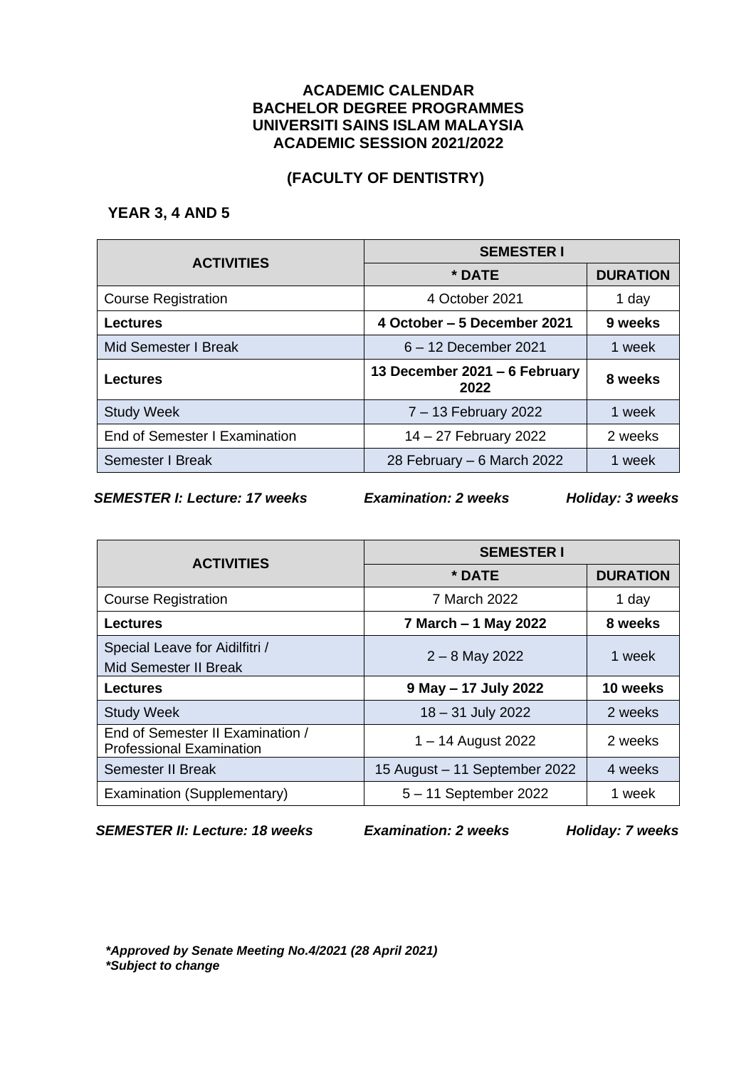**ACADEMIC CALENDAR**
**BACHELOR DEGREE PROGRAMMES**
**UNIVERSITI SAINS ISLAM MALAYSIA**
**ACADEMIC SESSION 2021/2022**

**(FACULTY OF DENTISTRY)**

**YEAR 3, 4 AND 5**

| ACTIVITIES | SEMESTER I | |
|---|---|---|
| | * DATE | DURATION |
| Course Registration | 4 October 2021 | 1 day |
| **Lectures** | **4 October – 5 December 2021** | **9 weeks** |
| Mid Semester I Break | 6 – 12 December 2021 | 1 week |
| **Lectures** | **13 December 2021 – 6 February 2022** | **8 weeks** |
| Study Week | 7 – 13 February 2022 | 1 week |
| End of Semester I Examination | 14 – 27 February 2022 | 2 weeks |
| Semester I Break | 28 February – 6 March 2022 | 1 week |

***SEMESTER I: Lecture: 17 weeks*** ***Examination: 2 weeks*** ***Holiday: 3 weeks***

| ACTIVITIES | SEMESTER I | |
|---|---|---|
| | * DATE | DURATION |
| Course Registration | 7 March 2022 | 1 day |
| **Lectures** | **7 March – 1 May 2022** | **8 weeks** |
| Special Leave for Aidilfitri / Mid Semester II Break | 2 – 8 May 2022 | 1 week |
| **Lectures** | **9 May – 17 July 2022** | **10 weeks** |
| Study Week | 18 – 31 July 2022 | 2 weeks |
| End of Semester II Examination / Professional Examination | 1 – 14 August 2022 | 2 weeks |
| Semester II Break | 15 August – 11 September 2022 | 4 weeks |
| Examination (Supplementary) | 5 – 11 September 2022 | 1 week |

***SEMESTER II: Lecture: 18 weeks*** ***Examination: 2 weeks*** ***Holiday: 7 weeks***

***Approved by Senate Meeting No.4/2021 (28 April 2021)**
***Subject to change**